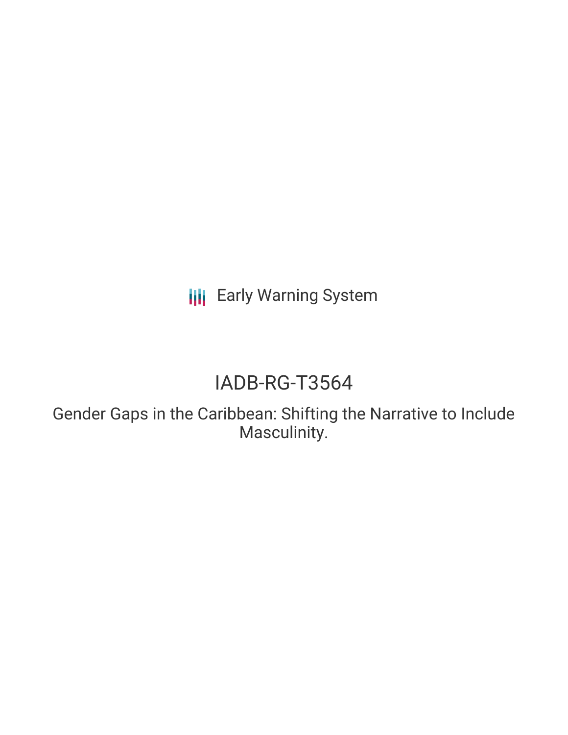Early Warning System

# IADB-RG-T3564

## Gender Gaps in the Caribbean: Shifting the Narrative to Include Masculinity.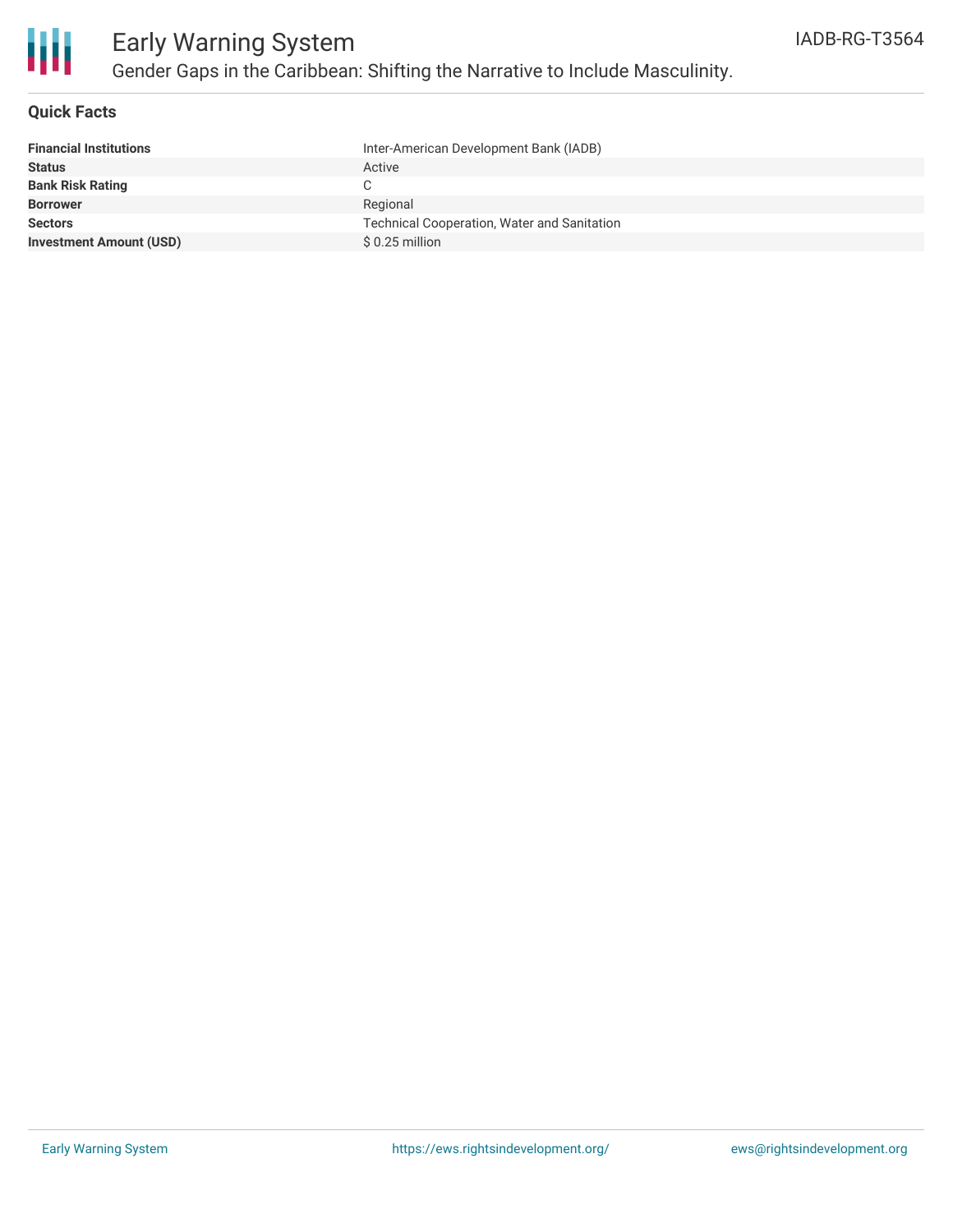# Early Warning System

## Gender Gaps in the Caribbean: Shifting the Narrative to Include Masculinity.

IADB-RG-T3564

### Quick Facts

| | |
|---|---|
| **Financial Institutions** | Inter-American Development Bank (IADB) |
| **Status** | Active |
| **Bank Risk Rating** | C |
| **Borrower** | Regional |
| **Sectors** | Technical Cooperation, Water and Sanitation |
| **Investment Amount (USD)** | $ 0.25 million |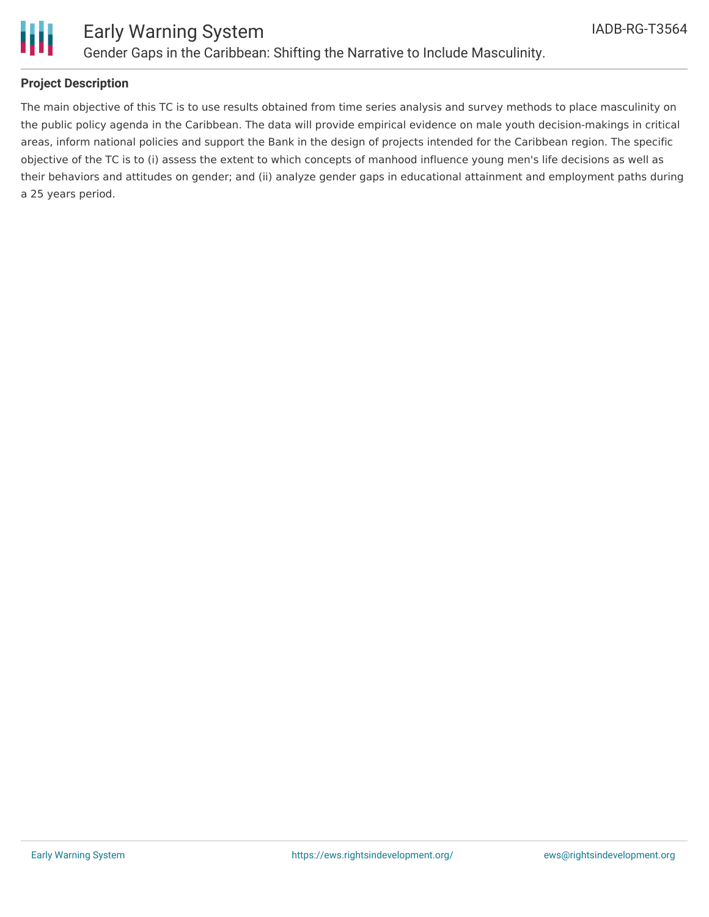## Project Description

The main objective of this TC is to use results obtained from time series analysis and survey methods to place masculinity on the public policy agenda in the Caribbean. The data will provide empirical evidence on male youth decision-makings in critical areas, inform national policies and support the Bank in the design of projects intended for the Caribbean region. The specific objective of the TC is to (i) assess the extent to which concepts of manhood influence young men's life decisions as well as their behaviors and attitudes on gender; and (ii) analyze gender gaps in educational attainment and employment paths during a 25 years period.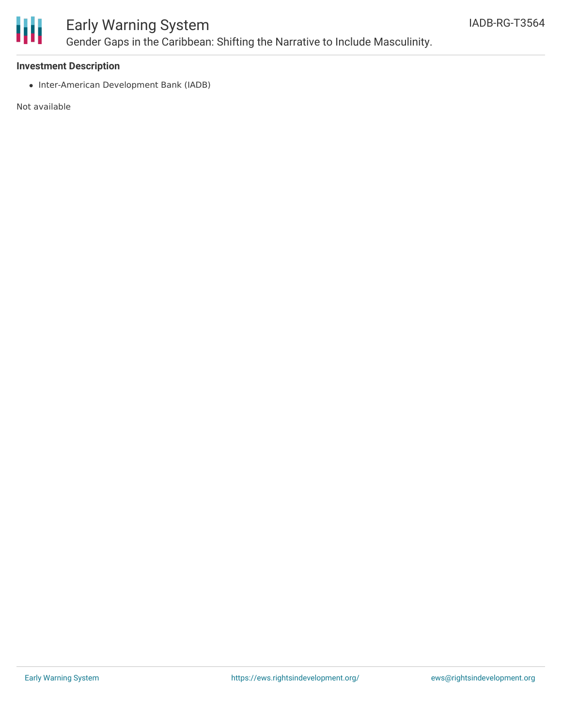### Investment Description

- Inter-American Development Bank (IADB)

Not available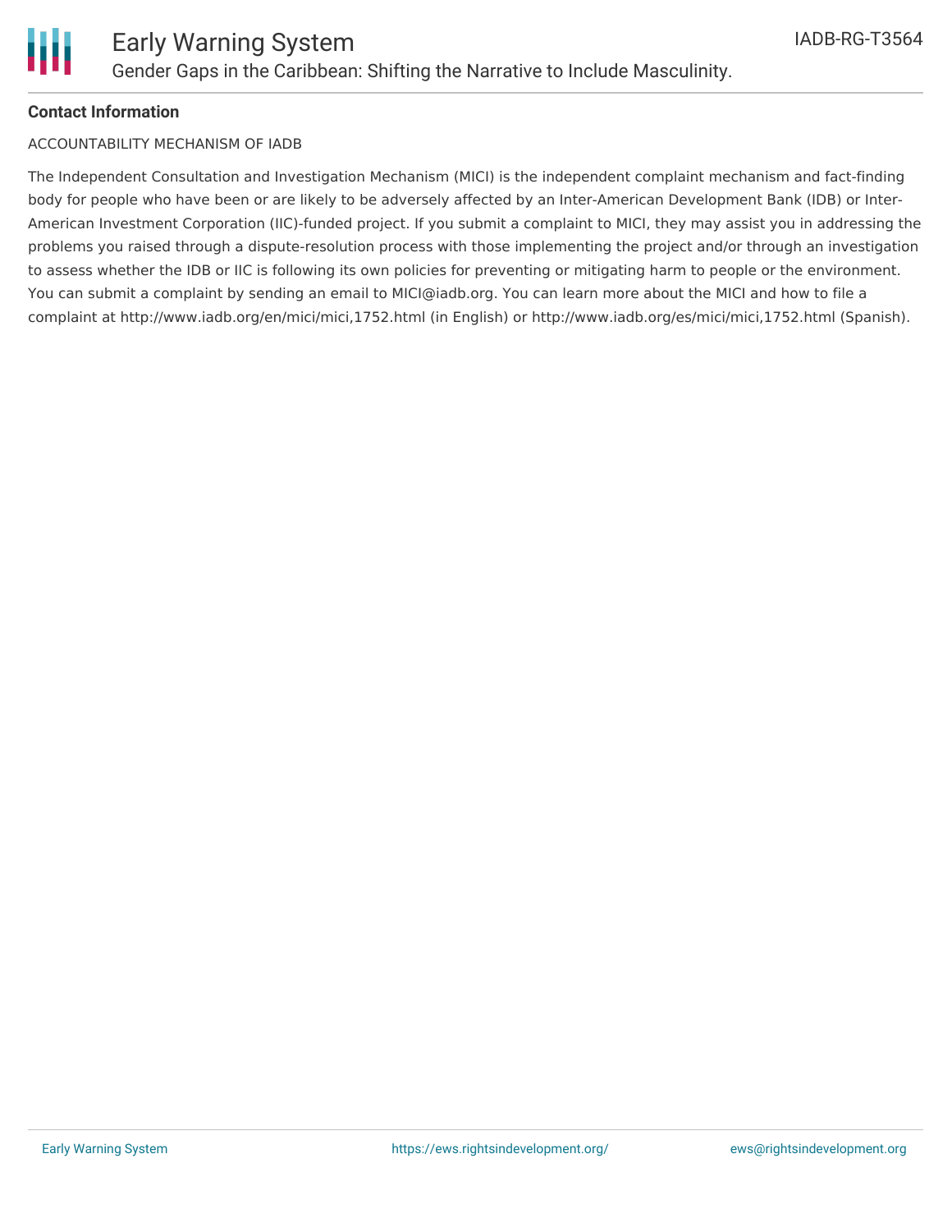**Contact Information**

ACCOUNTABILITY MECHANISM OF IADB

The Independent Consultation and Investigation Mechanism (MICI) is the independent complaint mechanism and fact-finding body for people who have been or are likely to be adversely affected by an Inter-American Development Bank (IDB) or Inter-American Investment Corporation (IIC)-funded project. If you submit a complaint to MICI, they may assist you in addressing the problems you raised through a dispute-resolution process with those implementing the project and/or through an investigation to assess whether the IDB or IIC is following its own policies for preventing or mitigating harm to people or the environment. You can submit a complaint by sending an email to MICI@iadb.org. You can learn more about the MICI and how to file a complaint at http://www.iadb.org/en/mici/mici,1752.html (in English) or http://www.iadb.org/es/mici/mici,1752.html (Spanish).